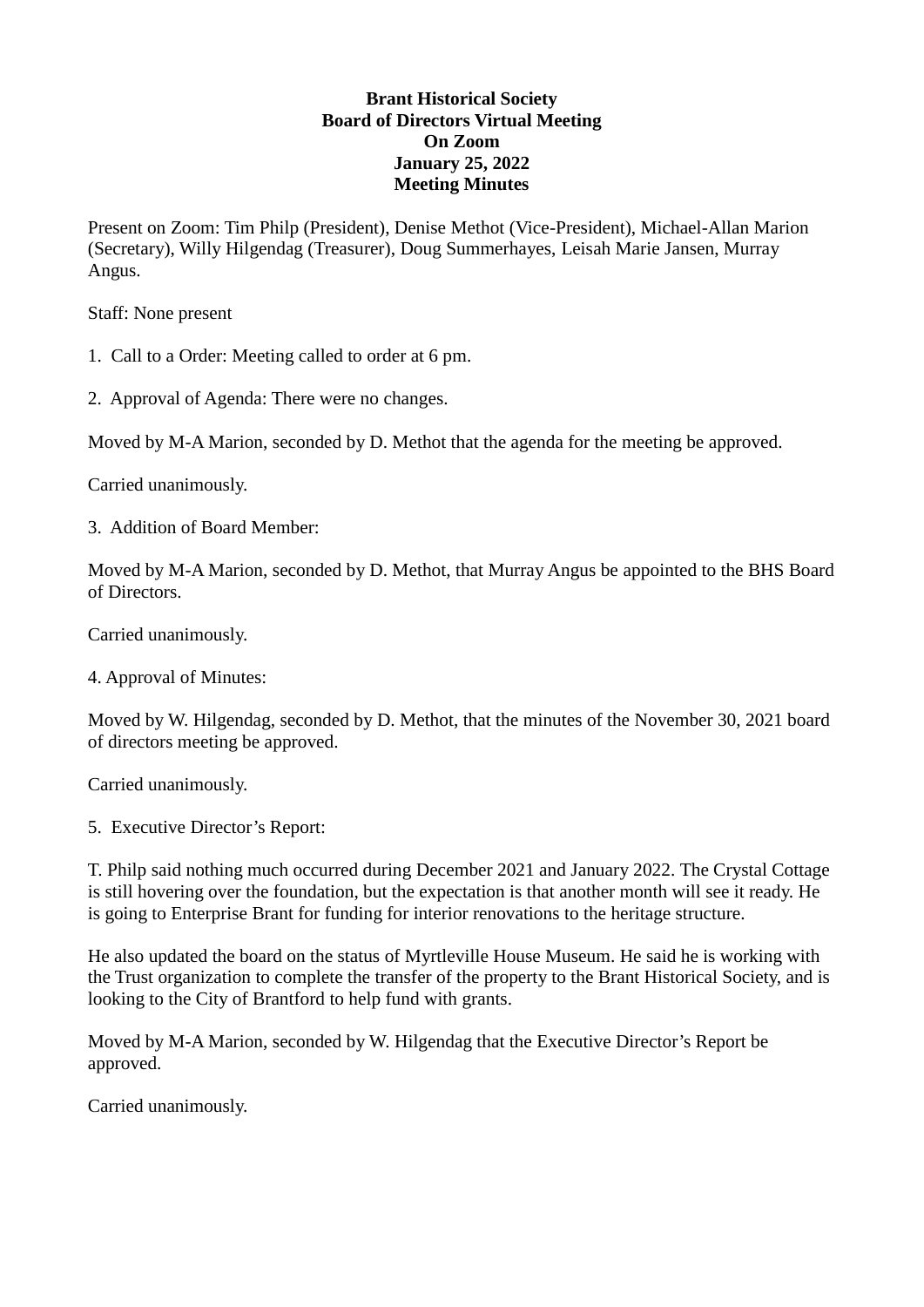**Brant Historical Society**
**Board of Directors Virtual Meeting**
**On Zoom**
**January 25, 2022**
**Meeting Minutes**

Present on Zoom: Tim Philp (President), Denise Methot (Vice-President), Michael-Allan Marion (Secretary), Willy Hilgendag (Treasurer), Doug Summerhayes, Leisah Marie Jansen, Murray Angus.

Staff: None present

1. Call to a Order: Meeting called to order at 6 pm.

2. Approval of Agenda: There were no changes.

Moved by M-A Marion, seconded by D. Methot that the agenda for the meeting be approved.

Carried unanimously.

3. Addition of Board Member:

Moved by M-A Marion, seconded by D. Methot, that Murray Angus be appointed to the BHS Board of Directors.

Carried unanimously.

4. Approval of Minutes:

Moved by W. Hilgendag, seconded by D. Methot, that the minutes of the November 30, 2021 board of directors meeting be approved.

Carried unanimously.

5. Executive Director's Report:

T. Philp said nothing much occurred during December 2021 and January 2022. The Crystal Cottage is still hovering over the foundation, but the expectation is that another month will see it ready. He is going to Enterprise Brant for funding for interior renovations to the heritage structure.

He also updated the board on the status of Myrtleville House Museum. He said he is working with the Trust organization to complete the transfer of the property to the Brant Historical Society, and is looking to the City of Brantford to help fund with grants.

Moved by M-A Marion, seconded by W. Hilgendag that the Executive Director's Report be approved.

Carried unanimously.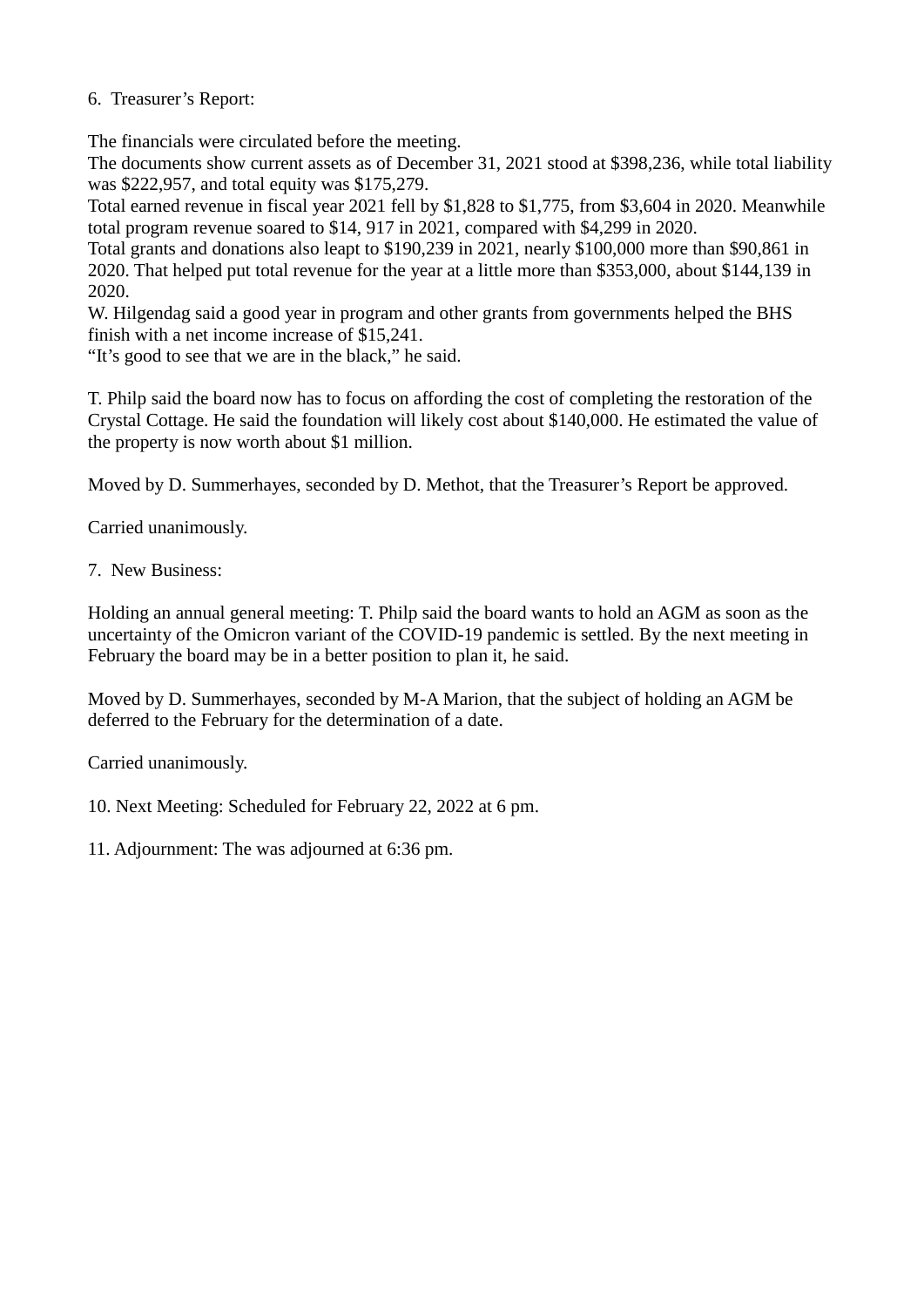6. Treasurer's Report:

The financials were circulated before the meeting.
The documents show current assets as of December 31, 2021 stood at $398,236, while total liability was $222,957, and total equity was $175,279.
Total earned revenue in fiscal year 2021 fell by $1,828 to $1,775, from $3,604 in 2020. Meanwhile total program revenue soared to $14, 917 in 2021, compared with $4,299 in 2020.
Total grants and donations also leapt to $190,239 in 2021, nearly $100,000 more than $90,861 in 2020. That helped put total revenue for the year at a little more than $353,000, about $144,139 in 2020.
W. Hilgendag said a good year in program and other grants from governments helped the BHS finish with a net income increase of $15,241.
"It's good to see that we are in the black," he said.

T. Philp said the board now has to focus on affording the cost of completing the restoration of the Crystal Cottage. He said the foundation will likely cost about $140,000. He estimated the value of the property is now worth about $1 million.

Moved by D. Summerhayes, seconded by D. Methot, that the Treasurer's Report be approved.

Carried unanimously.

7. New Business:

Holding an annual general meeting: T. Philp said the board wants to hold an AGM as soon as the uncertainty of the Omicron variant of the COVID-19 pandemic is settled. By the next meeting in February the board may be in a better position to plan it, he said.

Moved by D. Summerhayes, seconded by M-A Marion, that the subject of holding an AGM be deferred to the February for the determination of a date.

Carried unanimously.

10. Next Meeting: Scheduled for February 22, 2022 at 6 pm.

11. Adjournment: The was adjourned at 6:36 pm.